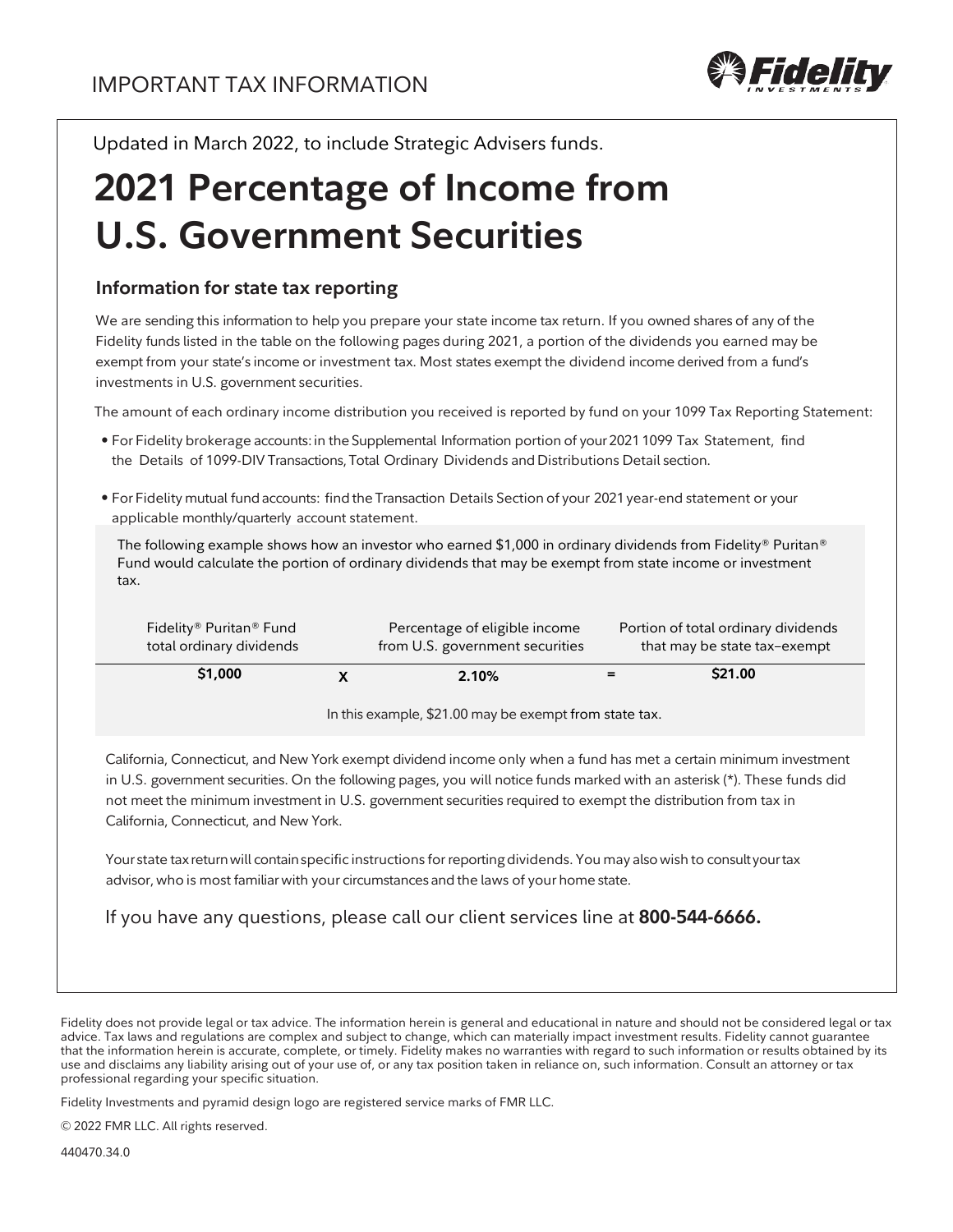IMPORTANT TAX INFORMATION

Updated in March 2022, to include Strategic Advisers funds.

# 2021 Percentage of Income from U.S. Government Securities

## Information for state tax reporting

We are sending this information to help you prepare your state income tax return. If you owned shares of any of the Fidelity funds listed in the table on the following pages during 2021, a portion of the dividends you earned may be exempt from your state's income or investment tax. Most states exempt the dividend income derived from a fund's investments in U.S. government securities.

The amount of each ordinary income distribution you received is reported by fund on your 1099 Tax Reporting Statement:

- For Fidelity brokerage accounts: in the Supplemental Information portion of your 2021 1099 Tax Statement, find the Details of 1099-DIV Transactions, Total Ordinary Dividends and Distributions Detail section.
- For Fidelity mutual fund accounts: find the Transaction Details Section of your 2021 year-end statement or your applicable monthly/quarterly account statement.

The following example shows how an investor who earned $1,000 in ordinary dividends from Fidelity® Puritan® Fund would calculate the portion of ordinary dividends that may be exempt from state income or investment tax.

| Fidelity® Puritan® Fund total ordinary dividends | | Percentage of eligible income from U.S. government securities | | Portion of total ordinary dividends that may be state tax–exempt |
|---|---|---|---|---|
| **$1,000** | **X** | **2.10%** | **=** | **$21.00** |

In this example, $21.00 may be exempt from state tax.

California, Connecticut, and New York exempt dividend income only when a fund has met a certain minimum investment in U.S. government securities. On the following pages, you will notice funds marked with an asterisk (*). These funds did not meet the minimum investment in U.S. government securities required to exempt the distribution from tax in California, Connecticut, and New York.

Your state tax return will contain specific instructions for reporting dividends. You may also wish to consult your tax advisor, who is most familiar with your circumstances and the laws of your home state.

If you have any questions, please call our client services line at **800-544-6666.**

Fidelity does not provide legal or tax advice. The information herein is general and educational in nature and should not be considered legal or tax advice. Tax laws and regulations are complex and subject to change, which can materially impact investment results. Fidelity cannot guarantee that the information herein is accurate, complete, or timely. Fidelity makes no warranties with regard to such information or results obtained by its use and disclaims any liability arising out of your use of, or any tax position taken in reliance on, such information. Consult an attorney or tax professional regarding your specific situation.

Fidelity Investments and pyramid design logo are registered service marks of FMR LLC.

© 2022 FMR LLC. All rights reserved.

440470.34.0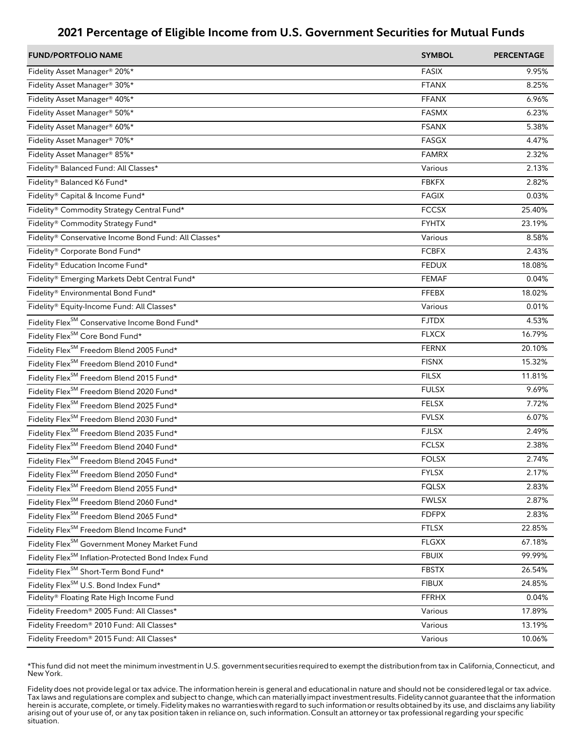# 2021 Percentage of Eligible Income from U.S. Government Securities for Mutual Funds

| FUND/PORTFOLIO NAME | SYMBOL | PERCENTAGE |
|---|---|---|
| Fidelity Asset Manager® 20%* | FASIX | 9.95% |
| Fidelity Asset Manager® 30%* | FTANX | 8.25% |
| Fidelity Asset Manager® 40%* | FFANX | 6.96% |
| Fidelity Asset Manager® 50%* | FASMX | 6.23% |
| Fidelity Asset Manager® 60%* | FSANX | 5.38% |
| Fidelity Asset Manager® 70%* | FASGX | 4.47% |
| Fidelity Asset Manager® 85%* | FAMRX | 2.32% |
| Fidelity® Balanced Fund: All Classes* | Various | 2.13% |
| Fidelity® Balanced K6 Fund* | FBKFX | 2.82% |
| Fidelity® Capital & Income Fund* | FAGIX | 0.03% |
| Fidelity® Commodity Strategy Central Fund* | FCCSX | 25.40% |
| Fidelity® Commodity Strategy Fund* | FYHTX | 23.19% |
| Fidelity® Conservative Income Bond Fund: All Classes* | Various | 8.58% |
| Fidelity® Corporate Bond Fund* | FCBFX | 2.43% |
| Fidelity® Education Income Fund* | FEDUX | 18.08% |
| Fidelity® Emerging Markets Debt Central Fund* | FEMAF | 0.04% |
| Fidelity® Environmental Bond Fund* | FFEBX | 18.02% |
| Fidelity® Equity-Income Fund: All Classes* | Various | 0.01% |
| Fidelity Flex℠ Conservative Income Bond Fund* | FJTDX | 4.53% |
| Fidelity Flex℠ Core Bond Fund* | FLXCX | 16.79% |
| Fidelity Flex℠ Freedom Blend 2005 Fund* | FERNX | 20.10% |
| Fidelity Flex℠ Freedom Blend 2010 Fund* | FISNX | 15.32% |
| Fidelity Flex℠ Freedom Blend 2015 Fund* | FILSX | 11.81% |
| Fidelity Flex℠ Freedom Blend 2020 Fund* | FULSX | 9.69% |
| Fidelity Flex℠ Freedom Blend 2025 Fund* | FELSX | 7.72% |
| Fidelity Flex℠ Freedom Blend 2030 Fund* | FVLSX | 6.07% |
| Fidelity Flex℠ Freedom Blend 2035 Fund* | FJLSX | 2.49% |
| Fidelity Flex℠ Freedom Blend 2040 Fund* | FCLSX | 2.38% |
| Fidelity Flex℠ Freedom Blend 2045 Fund* | FOLSX | 2.74% |
| Fidelity Flex℠ Freedom Blend 2050 Fund* | FYLSX | 2.17% |
| Fidelity Flex℠ Freedom Blend 2055 Fund* | FQLSX | 2.83% |
| Fidelity Flex℠ Freedom Blend 2060 Fund* | FWLSX | 2.87% |
| Fidelity Flex℠ Freedom Blend 2065 Fund* | FDFPX | 2.83% |
| Fidelity Flex℠ Freedom Blend Income Fund* | FTLSX | 22.85% |
| Fidelity Flex℠ Government Money Market Fund | FLGXX | 67.18% |
| Fidelity Flex℠ Inflation-Protected Bond Index Fund | FBUIX | 99.99% |
| Fidelity Flex℠ Short-Term Bond Fund* | FBSTX | 26.54% |
| Fidelity Flex℠ U.S. Bond Index Fund* | FIBUX | 24.85% |
| Fidelity® Floating Rate High Income Fund | FFRHX | 0.04% |
| Fidelity Freedom® 2005 Fund: All Classes* | Various | 17.89% |
| Fidelity Freedom® 2010 Fund: All Classes* | Various | 13.19% |
| Fidelity Freedom® 2015 Fund: All Classes* | Various | 10.06% |

*This fund did not meet the minimum investment in U.S. government securities required to exempt the distribution from tax in California, Connecticut, and New York.

Fidelity does not provide legal or tax advice. The information herein is general and educational in nature and should not be considered legal or tax advice. Tax laws and regulations are complex and subject to change, which can materially impact investment results. Fidelity cannot guarantee that the information herein is accurate, complete, or timely. Fidelity makes no warranties with regard to such information or results obtained by its use, and disclaims any liability arising out of your use of, or any tax position taken in reliance on, such information. Consult an attorney or tax professional regarding your specific situation.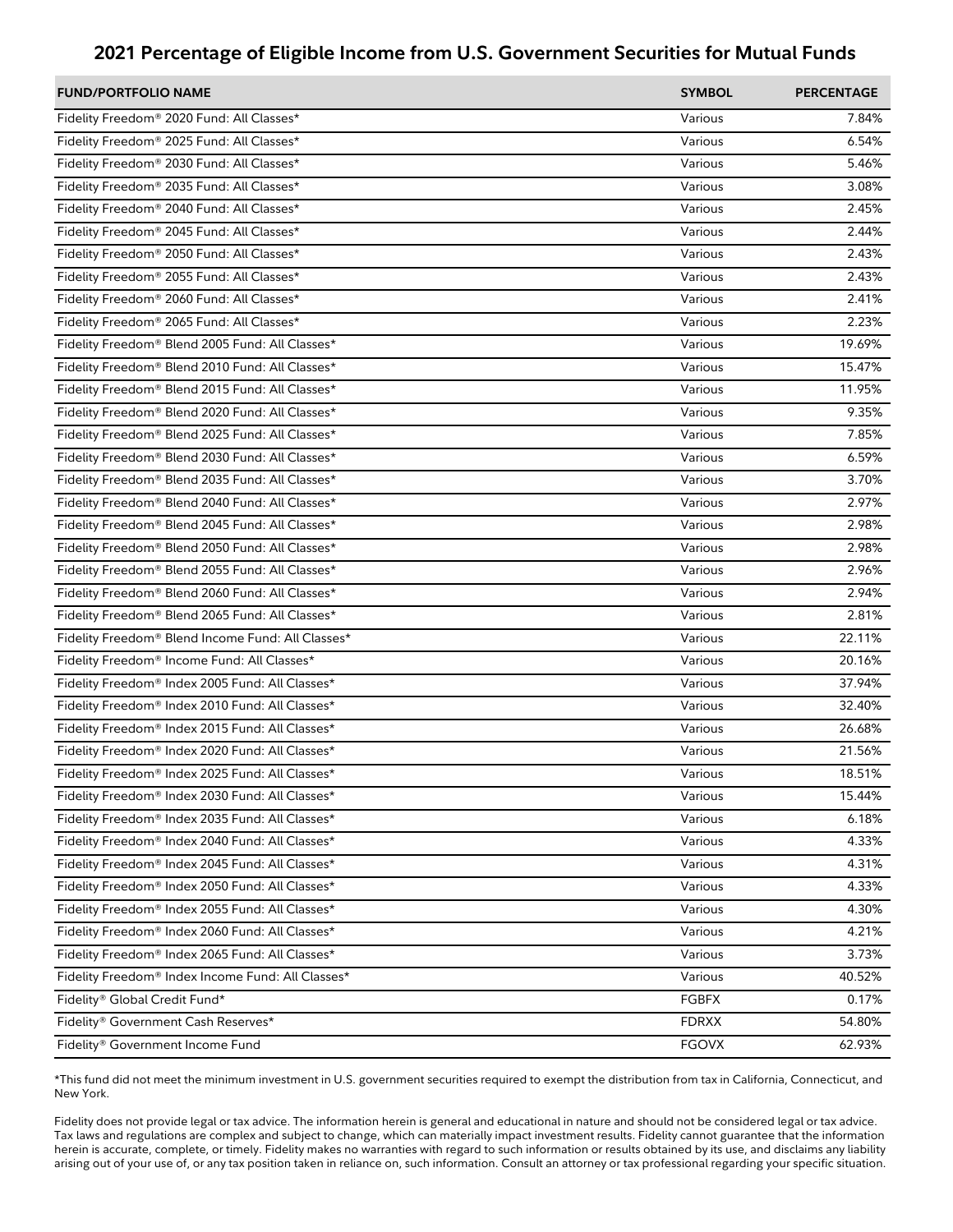## 2021 Percentage of Eligible Income from U.S. Government Securities for Mutual Funds

| FUND/PORTFOLIO NAME | SYMBOL | PERCENTAGE |
|---|---|---|
| Fidelity Freedom® 2020 Fund: All Classes* | Various | 7.84% |
| Fidelity Freedom® 2025 Fund: All Classes* | Various | 6.54% |
| Fidelity Freedom® 2030 Fund: All Classes* | Various | 5.46% |
| Fidelity Freedom® 2035 Fund: All Classes* | Various | 3.08% |
| Fidelity Freedom® 2040 Fund: All Classes* | Various | 2.45% |
| Fidelity Freedom® 2045 Fund: All Classes* | Various | 2.44% |
| Fidelity Freedom® 2050 Fund: All Classes* | Various | 2.43% |
| Fidelity Freedom® 2055 Fund: All Classes* | Various | 2.43% |
| Fidelity Freedom® 2060 Fund: All Classes* | Various | 2.41% |
| Fidelity Freedom® 2065 Fund: All Classes* | Various | 2.23% |
| Fidelity Freedom® Blend 2005 Fund: All Classes* | Various | 19.69% |
| Fidelity Freedom® Blend 2010 Fund: All Classes* | Various | 15.47% |
| Fidelity Freedom® Blend 2015 Fund: All Classes* | Various | 11.95% |
| Fidelity Freedom® Blend 2020 Fund: All Classes* | Various | 9.35% |
| Fidelity Freedom® Blend 2025 Fund: All Classes* | Various | 7.85% |
| Fidelity Freedom® Blend 2030 Fund: All Classes* | Various | 6.59% |
| Fidelity Freedom® Blend 2035 Fund: All Classes* | Various | 3.70% |
| Fidelity Freedom® Blend 2040 Fund: All Classes* | Various | 2.97% |
| Fidelity Freedom® Blend 2045 Fund: All Classes* | Various | 2.98% |
| Fidelity Freedom® Blend 2050 Fund: All Classes* | Various | 2.98% |
| Fidelity Freedom® Blend 2055 Fund: All Classes* | Various | 2.96% |
| Fidelity Freedom® Blend 2060 Fund: All Classes* | Various | 2.94% |
| Fidelity Freedom® Blend 2065 Fund: All Classes* | Various | 2.81% |
| Fidelity Freedom® Blend Income Fund: All Classes* | Various | 22.11% |
| Fidelity Freedom® Income Fund: All Classes* | Various | 20.16% |
| Fidelity Freedom® Index 2005 Fund: All Classes* | Various | 37.94% |
| Fidelity Freedom® Index 2010 Fund: All Classes* | Various | 32.40% |
| Fidelity Freedom® Index 2015 Fund: All Classes* | Various | 26.68% |
| Fidelity Freedom® Index 2020 Fund: All Classes* | Various | 21.56% |
| Fidelity Freedom® Index 2025 Fund: All Classes* | Various | 18.51% |
| Fidelity Freedom® Index 2030 Fund: All Classes* | Various | 15.44% |
| Fidelity Freedom® Index 2035 Fund: All Classes* | Various | 6.18% |
| Fidelity Freedom® Index 2040 Fund: All Classes* | Various | 4.33% |
| Fidelity Freedom® Index 2045 Fund: All Classes* | Various | 4.31% |
| Fidelity Freedom® Index 2050 Fund: All Classes* | Various | 4.33% |
| Fidelity Freedom® Index 2055 Fund: All Classes* | Various | 4.30% |
| Fidelity Freedom® Index 2060 Fund: All Classes* | Various | 4.21% |
| Fidelity Freedom® Index 2065 Fund: All Classes* | Various | 3.73% |
| Fidelity Freedom® Index Income Fund: All Classes* | Various | 40.52% |
| Fidelity® Global Credit Fund* | FGBFX | 0.17% |
| Fidelity® Government Cash Reserves* | FDRXX | 54.80% |
| Fidelity® Government Income Fund | FGOVX | 62.93% |

*This fund did not meet the minimum investment in U.S. government securities required to exempt the distribution from tax in California, Connecticut, and New York.

Fidelity does not provide legal or tax advice. The information herein is general and educational in nature and should not be considered legal or tax advice. Tax laws and regulations are complex and subject to change, which can materially impact investment results. Fidelity cannot guarantee that the information herein is accurate, complete, or timely. Fidelity makes no warranties with regard to such information or results obtained by its use, and disclaims any liability arising out of your use of, or any tax position taken in reliance on, such information. Consult an attorney or tax professional regarding your specific situation.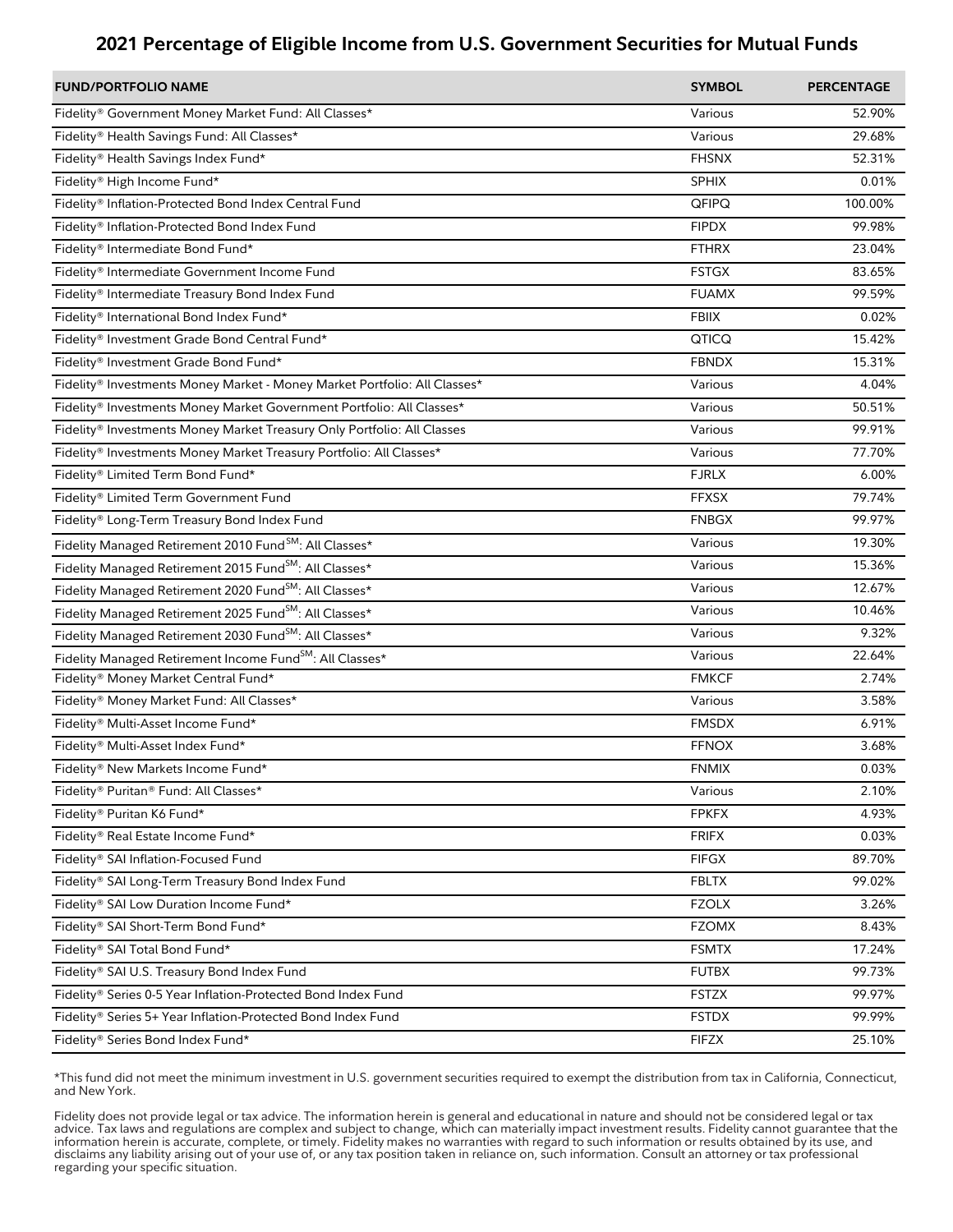## 2021 Percentage of Eligible Income from U.S. Government Securities for Mutual Funds

| FUND/PORTFOLIO NAME | SYMBOL | PERCENTAGE |
|---|---|---|
| Fidelity® Government Money Market Fund: All Classes* | Various | 52.90% |
| Fidelity® Health Savings Fund: All Classes* | Various | 29.68% |
| Fidelity® Health Savings Index Fund* | FHSNX | 52.31% |
| Fidelity® High Income Fund* | SPHIX | 0.01% |
| Fidelity® Inflation-Protected Bond Index Central Fund | QFIPQ | 100.00% |
| Fidelity® Inflation-Protected Bond Index Fund | FIPDX | 99.98% |
| Fidelity® Intermediate Bond Fund* | FTHRX | 23.04% |
| Fidelity® Intermediate Government Income Fund | FSTGX | 83.65% |
| Fidelity® Intermediate Treasury Bond Index Fund | FUAMX | 99.59% |
| Fidelity® International Bond Index Fund* | FBIIX | 0.02% |
| Fidelity® Investment Grade Bond Central Fund* | QTICQ | 15.42% |
| Fidelity® Investment Grade Bond Fund* | FBNDX | 15.31% |
| Fidelity® Investments Money Market - Money Market Portfolio: All Classes* | Various | 4.04% |
| Fidelity® Investments Money Market Government Portfolio: All Classes* | Various | 50.51% |
| Fidelity® Investments Money Market Treasury Only Portfolio: All Classes | Various | 99.91% |
| Fidelity® Investments Money Market Treasury Portfolio: All Classes* | Various | 77.70% |
| Fidelity® Limited Term Bond Fund* | FJRLX | 6.00% |
| Fidelity® Limited Term Government Fund | FFXSX | 79.74% |
| Fidelity® Long-Term Treasury Bond Index Fund | FNBGX | 99.97% |
| Fidelity Managed Retirement 2010 Fund℠: All Classes* | Various | 19.30% |
| Fidelity Managed Retirement 2015 Fund℠: All Classes* | Various | 15.36% |
| Fidelity Managed Retirement 2020 Fund℠: All Classes* | Various | 12.67% |
| Fidelity Managed Retirement 2025 Fund℠: All Classes* | Various | 10.46% |
| Fidelity Managed Retirement 2030 Fund℠: All Classes* | Various | 9.32% |
| Fidelity Managed Retirement Income Fund℠: All Classes* | Various | 22.64% |
| Fidelity® Money Market Central Fund* | FMKCF | 2.74% |
| Fidelity® Money Market Fund: All Classes* | Various | 3.58% |
| Fidelity® Multi-Asset Income Fund* | FMSDX | 6.91% |
| Fidelity® Multi-Asset Index Fund* | FFNOX | 3.68% |
| Fidelity® New Markets Income Fund* | FNMIX | 0.03% |
| Fidelity® Puritan® Fund: All Classes* | Various | 2.10% |
| Fidelity® Puritan K6 Fund* | FPKFX | 4.93% |
| Fidelity® Real Estate Income Fund* | FRIFX | 0.03% |
| Fidelity® SAI Inflation-Focused Fund | FIFGX | 89.70% |
| Fidelity® SAI Long-Term Treasury Bond Index Fund | FBLTX | 99.02% |
| Fidelity® SAI Low Duration Income Fund* | FZOLX | 3.26% |
| Fidelity® SAI Short-Term Bond Fund* | FZOMX | 8.43% |
| Fidelity® SAI Total Bond Fund* | FSMTX | 17.24% |
| Fidelity® SAI U.S. Treasury Bond Index Fund | FUTBX | 99.73% |
| Fidelity® Series 0-5 Year Inflation-Protected Bond Index Fund | FSTZX | 99.97% |
| Fidelity® Series 5+ Year Inflation-Protected Bond Index Fund | FSTDX | 99.99% |
| Fidelity® Series Bond Index Fund* | FIFZX | 25.10% |

*This fund did not meet the minimum investment in U.S. government securities required to exempt the distribution from tax in California, Connecticut, and New York.

Fidelity does not provide legal or tax advice. The information herein is general and educational in nature and should not be considered legal or tax advice. Tax laws and regulations are complex and subject to change, which can materially impact investment results. Fidelity cannot guarantee that the information herein is accurate, complete, or timely. Fidelity makes no warranties with regard to such information or results obtained by its use, and disclaims any liability arising out of your use of, or any tax position taken in reliance on, such information. Consult an attorney or tax professional regarding your specific situation.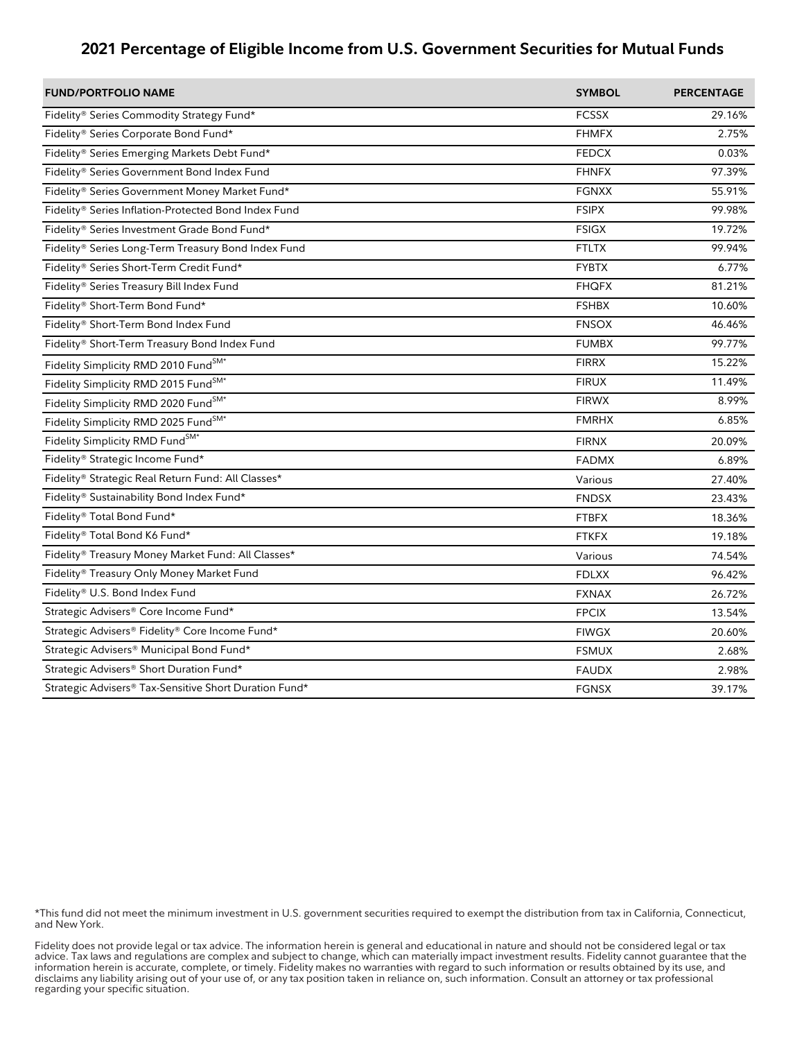## 2021 Percentage of Eligible Income from U.S. Government Securities for Mutual Funds

| FUND/PORTFOLIO NAME | SYMBOL | PERCENTAGE |
|---|---|---|
| Fidelity® Series Commodity Strategy Fund* | FCSSX | 29.16% |
| Fidelity® Series Corporate Bond Fund* | FHMFX | 2.75% |
| Fidelity® Series Emerging Markets Debt Fund* | FEDCX | 0.03% |
| Fidelity® Series Government Bond Index Fund | FHNFX | 97.39% |
| Fidelity® Series Government Money Market Fund* | FGNXX | 55.91% |
| Fidelity® Series Inflation-Protected Bond Index Fund | FSIPX | 99.98% |
| Fidelity® Series Investment Grade Bond Fund* | FSIGX | 19.72% |
| Fidelity® Series Long-Term Treasury Bond Index Fund | FTLTX | 99.94% |
| Fidelity® Series Short-Term Credit Fund* | FYBTX | 6.77% |
| Fidelity® Series Treasury Bill Index Fund | FHQFX | 81.21% |
| Fidelity® Short-Term Bond Fund* | FSHBX | 10.60% |
| Fidelity® Short-Term Bond Index Fund | FNSOX | 46.46% |
| Fidelity® Short-Term Treasury Bond Index Fund | FUMBX | 99.77% |
| Fidelity Simplicity RMD 2010 Fund℠* | FIRRX | 15.22% |
| Fidelity Simplicity RMD 2015 Fund℠* | FIRUX | 11.49% |
| Fidelity Simplicity RMD 2020 Fund℠* | FIRWX | 8.99% |
| Fidelity Simplicity RMD 2025 Fund℠* | FMRHX | 6.85% |
| Fidelity Simplicity RMD Fund℠* | FIRNX | 20.09% |
| Fidelity® Strategic Income Fund* | FADMX | 6.89% |
| Fidelity® Strategic Real Return Fund: All Classes* | Various | 27.40% |
| Fidelity® Sustainability Bond Index Fund* | FNDSX | 23.43% |
| Fidelity® Total Bond Fund* | FTBFX | 18.36% |
| Fidelity® Total Bond K6 Fund* | FTKFX | 19.18% |
| Fidelity® Treasury Money Market Fund: All Classes* | Various | 74.54% |
| Fidelity® Treasury Only Money Market Fund | FDLXX | 96.42% |
| Fidelity® U.S. Bond Index Fund | FXNAX | 26.72% |
| Strategic Advisers® Core Income Fund* | FPCIX | 13.54% |
| Strategic Advisers® Fidelity® Core Income Fund* | FIWGX | 20.60% |
| Strategic Advisers® Municipal Bond Fund* | FSMUX | 2.68% |
| Strategic Advisers® Short Duration Fund* | FAUDX | 2.98% |
| Strategic Advisers® Tax-Sensitive Short Duration Fund* | FGNSX | 39.17% |

*This fund did not meet the minimum investment in U.S. government securities required to exempt the distribution from tax in California, Connecticut, and New York.

Fidelity does not provide legal or tax advice. The information herein is general and educational in nature and should not be considered legal or tax advice. Tax laws and regulations are complex and subject to change, which can materially impact investment results. Fidelity cannot guarantee that the information herein is accurate, complete, or timely. Fidelity makes no warranties with regard to such information or results obtained by its use, and disclaims any liability arising out of your use of, or any tax position taken in reliance on, such information. Consult an attorney or tax professional regarding your specific situation.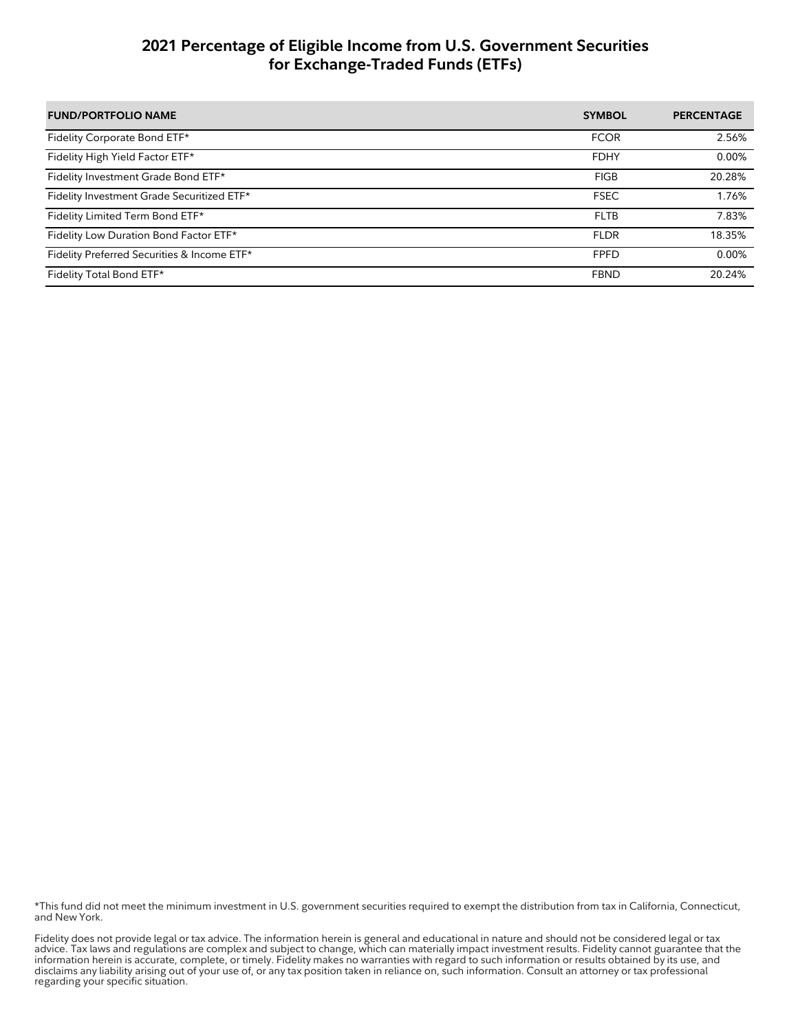# 2021 Percentage of Eligible Income from U.S. Government Securities for Exchange-Traded Funds (ETFs)

| FUND/PORTFOLIO NAME | SYMBOL | PERCENTAGE |
|---|---|---|
| Fidelity Corporate Bond ETF* | FCOR | 2.56% |
| Fidelity High Yield Factor ETF* | FDHY | 0.00% |
| Fidelity Investment Grade Bond ETF* | FIGB | 20.28% |
| Fidelity Investment Grade Securitized ETF* | FSEC | 1.76% |
| Fidelity Limited Term Bond ETF* | FLTB | 7.83% |
| Fidelity Low Duration Bond Factor ETF* | FLDR | 18.35% |
| Fidelity Preferred Securities & Income ETF* | FPFD | 0.00% |
| Fidelity Total Bond ETF* | FBND | 20.24% |

*This fund did not meet the minimum investment in U.S. government securities required to exempt the distribution from tax in California, Connecticut, and New York.

Fidelity does not provide legal or tax advice. The information herein is general and educational in nature and should not be considered legal or tax advice. Tax laws and regulations are complex and subject to change, which can materially impact investment results. Fidelity cannot guarantee that the information herein is accurate, complete, or timely. Fidelity makes no warranties with regard to such information or results obtained by its use, and disclaims any liability arising out of your use of, or any tax position taken in reliance on, such information. Consult an attorney or tax professional regarding your specific situation.